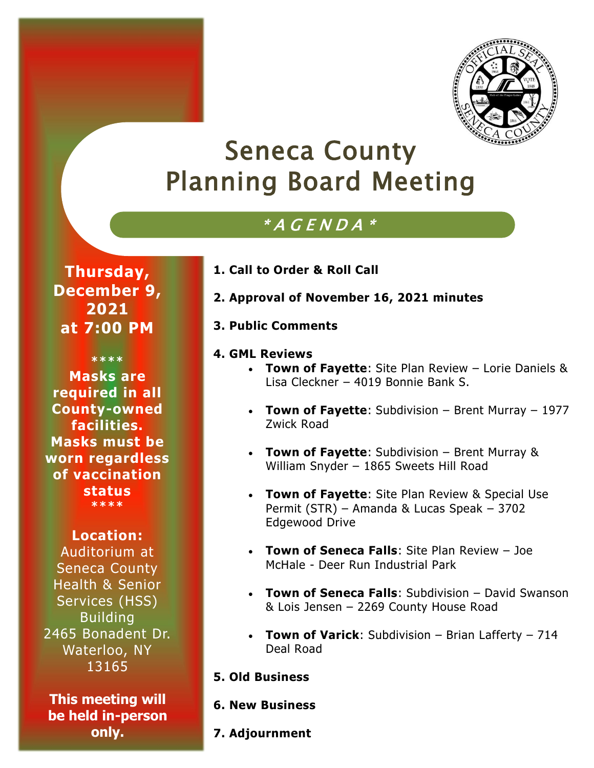# Seneca County Planning Board Meeting

## *AGENDA*

**Thursday, December 9, 2021 at 7:00 PM**

**\*\*\*\***
**Masks are required in all County-owned facilities. Masks must be worn regardless of vaccination status**
**\*\*\*\***

**Location:**
Auditorium at Seneca County Health & Senior Services (HSS) Building
2465 Bonadent Dr.
Waterloo, NY 13165

**This meeting will be held in-person only.**

**1. Call to Order & Roll Call**

**2. Approval of November 16, 2021 minutes**

**3. Public Comments**

**4. GML Reviews**

- **Town of Fayette**: Site Plan Review – Lorie Daniels & Lisa Cleckner – 4019 Bonnie Bank S.
- **Town of Fayette**: Subdivision – Brent Murray – 1977 Zwick Road
- **Town of Fayette**: Subdivision – Brent Murray & William Snyder – 1865 Sweets Hill Road
- **Town of Fayette**: Site Plan Review & Special Use Permit (STR) – Amanda & Lucas Speak – 3702 Edgewood Drive
- **Town of Seneca Falls**: Site Plan Review – Joe McHale - Deer Run Industrial Park
- **Town of Seneca Falls**: Subdivision – David Swanson & Lois Jensen – 2269 County House Road
- **Town of Varick**: Subdivision – Brian Lafferty – 714 Deal Road

**5. Old Business**

**6. New Business**

**7. Adjournment**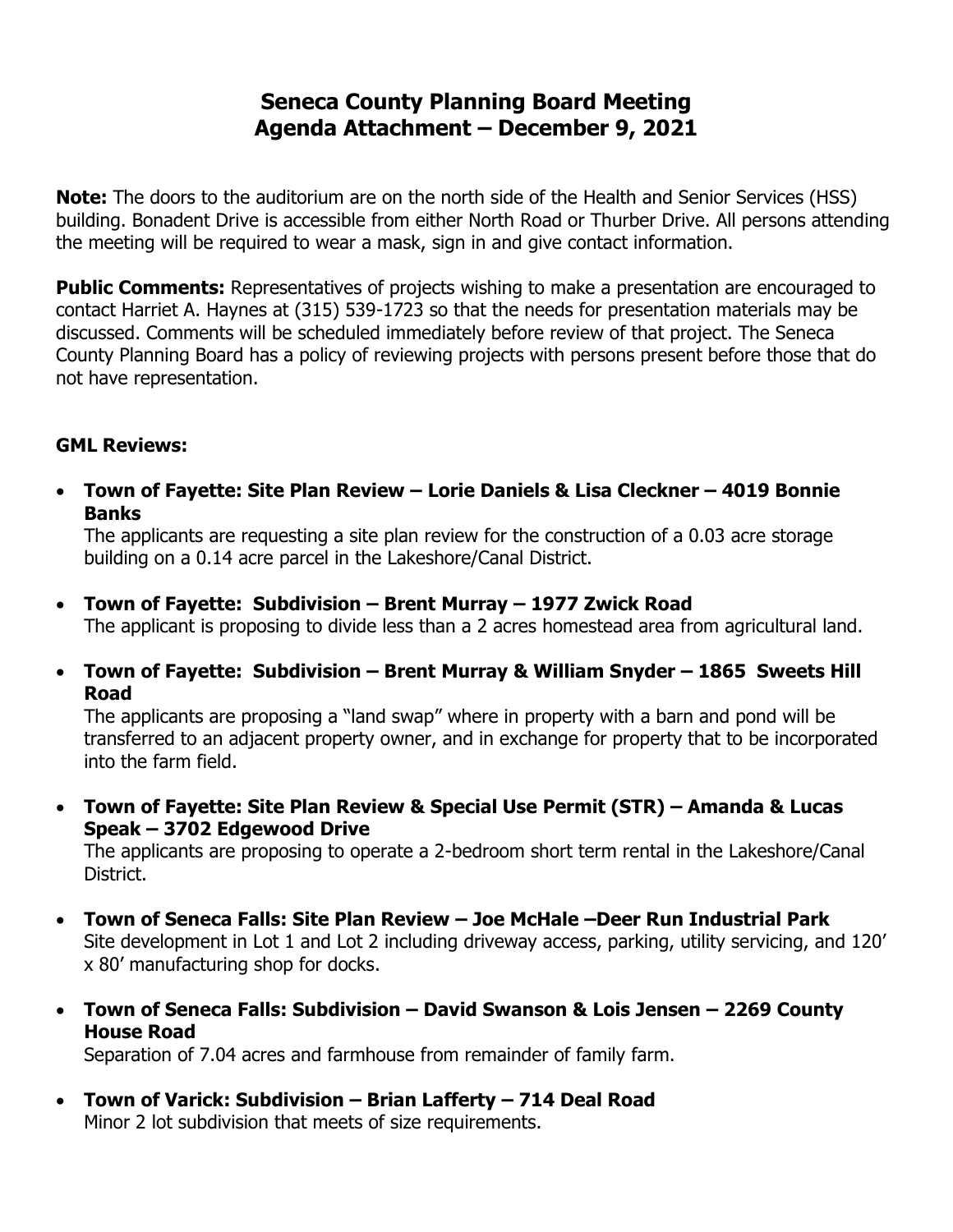# Seneca County Planning Board Meeting
# Agenda Attachment – December 9, 2021

**Note:** The doors to the auditorium are on the north side of the Health and Senior Services (HSS) building. Bonadent Drive is accessible from either North Road or Thurber Drive. All persons attending the meeting will be required to wear a mask, sign in and give contact information.

**Public Comments:** Representatives of projects wishing to make a presentation are encouraged to contact Harriet A. Haynes at (315) 539-1723 so that the needs for presentation materials may be discussed. Comments will be scheduled immediately before review of that project. The Seneca County Planning Board has a policy of reviewing projects with persons present before those that do not have representation.

## GML Reviews:

- **Town of Fayette: Site Plan Review – Lorie Daniels & Lisa Cleckner – 4019 Bonnie Banks**
  The applicants are requesting a site plan review for the construction of a 0.03 acre storage building on a 0.14 acre parcel in the Lakeshore/Canal District.
- **Town of Fayette: Subdivision – Brent Murray – 1977 Zwick Road**
  The applicant is proposing to divide less than a 2 acres homestead area from agricultural land.
- **Town of Fayette: Subdivision – Brent Murray & William Snyder – 1865 Sweets Hill Road**
  The applicants are proposing a "land swap" where in property with a barn and pond will be transferred to an adjacent property owner, and in exchange for property that to be incorporated into the farm field.
- **Town of Fayette: Site Plan Review & Special Use Permit (STR) – Amanda & Lucas Speak – 3702 Edgewood Drive**
  The applicants are proposing to operate a 2-bedroom short term rental in the Lakeshore/Canal District.
- **Town of Seneca Falls: Site Plan Review – Joe McHale –Deer Run Industrial Park**
  Site development in Lot 1 and Lot 2 including driveway access, parking, utility servicing, and 120' x 80' manufacturing shop for docks.
- **Town of Seneca Falls: Subdivision – David Swanson & Lois Jensen – 2269 County House Road**
  Separation of 7.04 acres and farmhouse from remainder of family farm.
- **Town of Varick: Subdivision – Brian Lafferty – 714 Deal Road**
  Minor 2 lot subdivision that meets of size requirements.